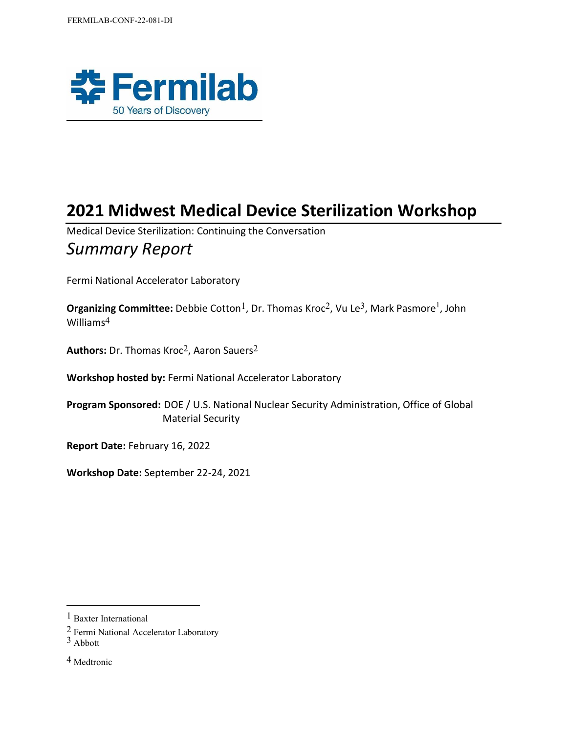FERMILAB-CONF-22-081-DI

Fermilab
50 Years of Discovery

# 2021 Midwest Medical Device Sterilization Workshop

Medical Device Sterilization: Continuing the Conversation

*Summary Report*

Fermi National Accelerator Laboratory

**Organizing Committee:** Debbie Cotton[1], Dr. Thomas Kroc[2], Vu Le[3], Mark Pasmore[1], John Williams[4]

**Authors:** Dr. Thomas Kroc[2], Aaron Sauers[2]

**Workshop hosted by:** Fermi National Accelerator Laboratory

**Program Sponsored:** DOE / U.S. National Nuclear Security Administration, Office of Global Material Security

**Report Date:** February 16, 2022

**Workshop Date:** September 22-24, 2021

---

[1] Baxter International

[2] Fermi National Accelerator Laboratory

[3] Abbott

[4] Medtronic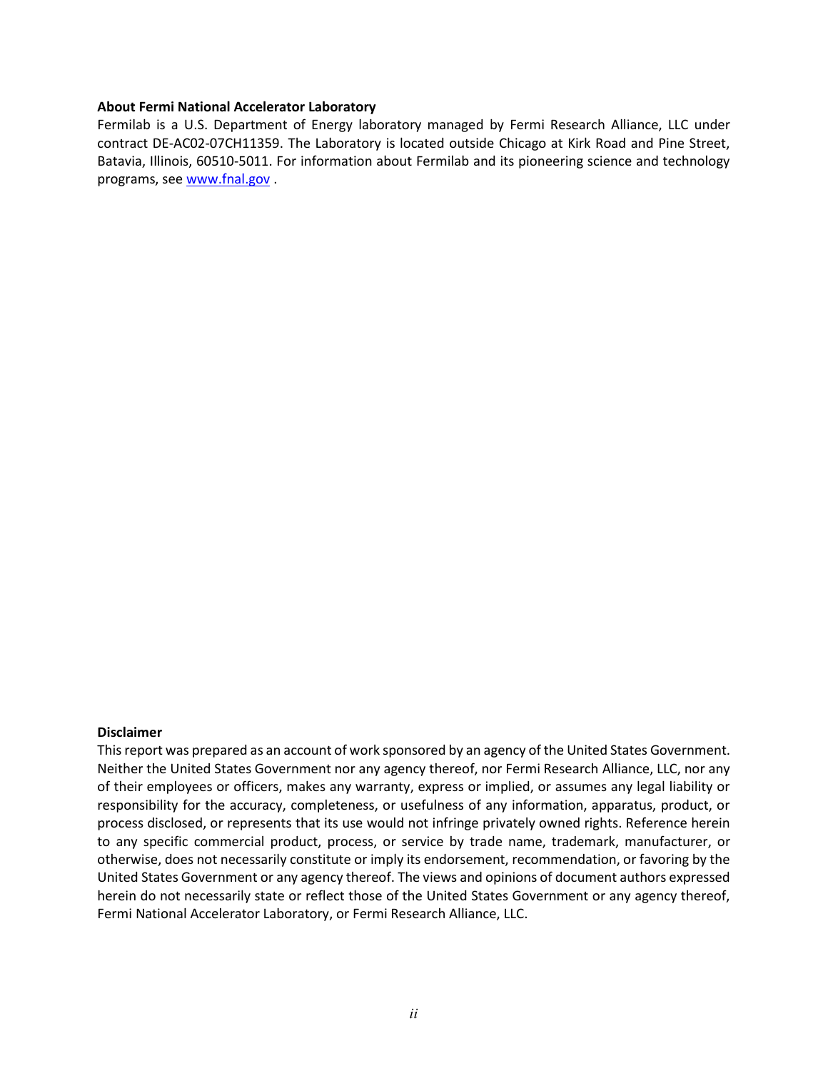**About Fermi National Accelerator Laboratory**

Fermilab is a U.S. Department of Energy laboratory managed by Fermi Research Alliance, LLC under contract DE-AC02-07CH11359. The Laboratory is located outside Chicago at Kirk Road and Pine Street, Batavia, Illinois, 60510-5011. For information about Fermilab and its pioneering science and technology programs, see [www.fnal.gov](http://www.fnal.gov) .

**Disclaimer**

This report was prepared as an account of work sponsored by an agency of the United States Government. Neither the United States Government nor any agency thereof, nor Fermi Research Alliance, LLC, nor any of their employees or officers, makes any warranty, express or implied, or assumes any legal liability or responsibility for the accuracy, completeness, or usefulness of any information, apparatus, product, or process disclosed, or represents that its use would not infringe privately owned rights. Reference herein to any specific commercial product, process, or service by trade name, trademark, manufacturer, or otherwise, does not necessarily constitute or imply its endorsement, recommendation, or favoring by the United States Government or any agency thereof. The views and opinions of document authors expressed herein do not necessarily state or reflect those of the United States Government or any agency thereof, Fermi National Accelerator Laboratory, or Fermi Research Alliance, LLC.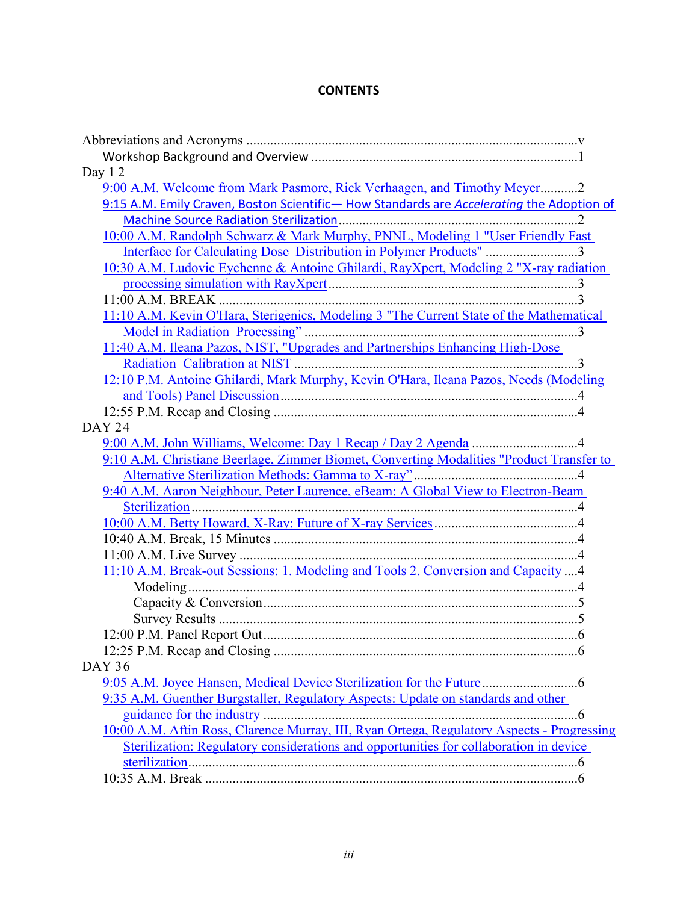# CONTENTS

Abbreviations and Acronyms ........................................................................................v

Workshop Background and Overview ........................................................................1

Day 1 2

- 9:00 A.M. Welcome from Mark Pasmore, Rick Verhaagen, and Timothy Meyer...........2
- 9:15 A.M. Emily Craven, Boston Scientific— How Standards are *Accelerating* the Adoption of Machine Source Radiation Sterilization.....................................................2
- 10:00 A.M. Randolph Schwarz & Mark Murphy, PNNL, Modeling 1 "User Friendly Fast Interface for Calculating Dose Distribution in Polymer Products" ...........................3
- 10:30 A.M. Ludovic Eychenne & Antoine Ghilardi, RayXpert, Modeling 2 "X-ray radiation processing simulation with RayXpert.........................................................3
- 11:00 A.M. BREAK ......................................................................................3
- 11:10 A.M. Kevin O'Hara, Sterigenics, Modeling 3 "The Current State of the Mathematical Model in Radiation Processing" ................................................................3
- 11:40 A.M. Ileana Pazos, NIST, "Upgrades and Partnerships Enhancing High-Dose Radiation Calibration at NIST ..................................................................3
- 12:10 P.M. Antoine Ghilardi, Mark Murphy, Kevin O'Hara, Ileana Pazos, Needs (Modeling and Tools) Panel Discussion......................................................................4
- 12:55 P.M. Recap and Closing ..........................................................................4

DAY 24

- 9:00 A.M. John Williams, Welcome: Day 1 Recap / Day 2 Agenda ...............................4
- 9:10 A.M. Christiane Beerlage, Zimmer Biomet, Converting Modalities "Product Transfer to Alternative Sterilization Methods: Gamma to X-ray".................................................4
- 9:40 A.M. Aaron Neighbour, Peter Laurence, eBeam: A Global View to Electron-Beam Sterilization.................................................................................4
- 10:00 A.M. Betty Howard, X-Ray: Future of X-ray Services..........................................4
- 10:40 A.M. Break, 15 Minutes ........................................................................4
- 11:00 A.M. Live Survey ..................................................................................4
- 11:10 A.M. Break-out Sessions: 1. Modeling and Tools 2. Conversion and Capacity ....4
  - Modeling.................................................................................4
  - Capacity & Conversion...........................................................5
  - Survey Results ........................................................................5
- 12:00 P.M. Panel Report Out...........................................................................6
- 12:25 P.M. Recap and Closing ..........................................................................6

DAY 36

- 9:05 A.M. Joyce Hansen, Medical Device Sterilization for the Future............................6
- 9:35 A.M. Guenther Burgstaller, Regulatory Aspects: Update on standards and other guidance for the industry ...............................................................................6
- 10:00 A.M. Aftin Ross, Clarence Murray, III, Ryan Ortega, Regulatory Aspects - Progressing Sterilization: Regulatory considerations and opportunities for collaboration in device sterilization.................................................................................6
- 10:35 A.M. Break ............................................................................................6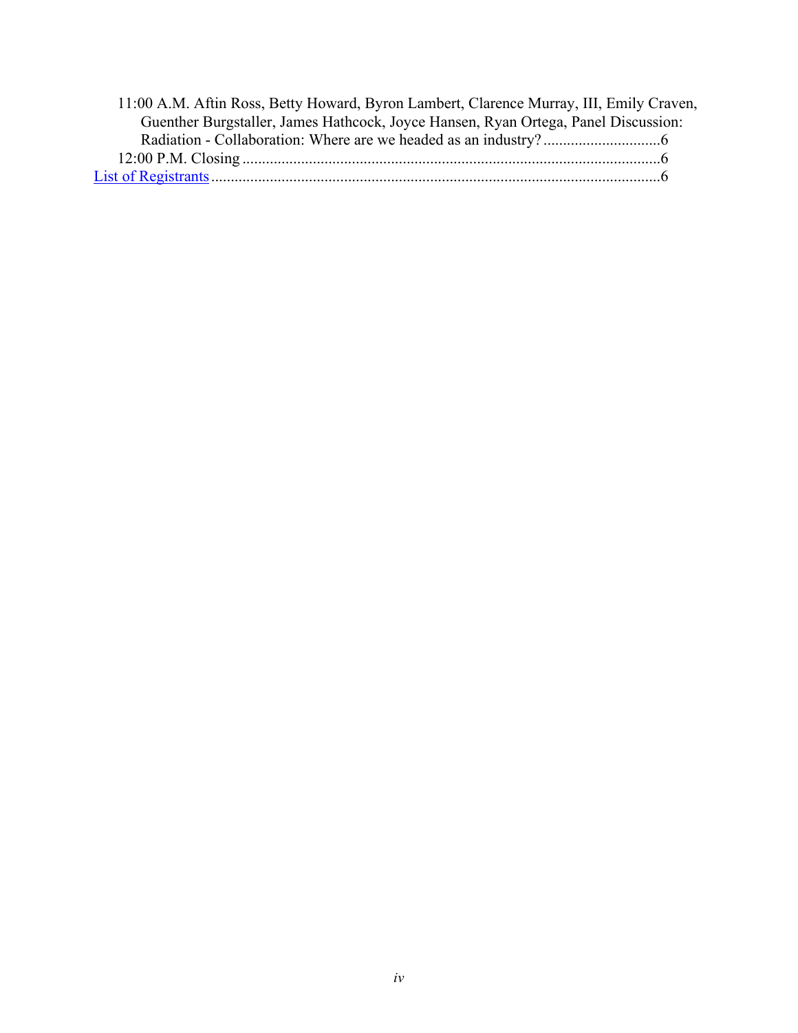11:00 A.M. Aftin Ross, Betty Howard, Byron Lambert, Clarence Murray, III, Emily Craven, Guenther Burgstaller, James Hathcock, Joyce Hansen, Ryan Ortega, Panel Discussion: Radiation - Collaboration: Where are we headed as an industry? ............................6

12:00 P.M. Closing ..........................................................................................................6

List of Registrants .................................................................................................................6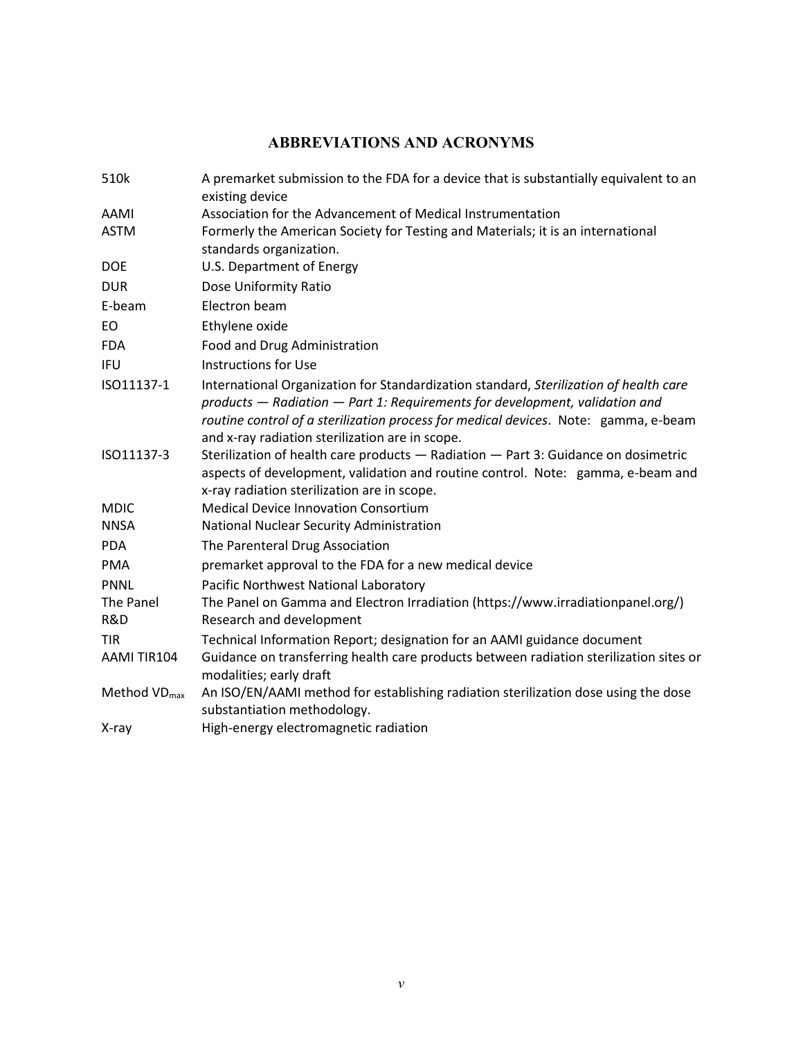## ABBREVIATIONS AND ACRONYMS

| | |
|---|---|
| 510k | A premarket submission to the FDA for a device that is substantially equivalent to an existing device |
| AAMI | Association for the Advancement of Medical Instrumentation |
| ASTM | Formerly the American Society for Testing and Materials; it is an international standards organization. |
| DOE | U.S. Department of Energy |
| DUR | Dose Uniformity Ratio |
| E-beam | Electron beam |
| EO | Ethylene oxide |
| FDA | Food and Drug Administration |
| IFU | Instructions for Use |
| ISO11137-1 | International Organization for Standardization standard, *Sterilization of health care products — Radiation — Part 1: Requirements for development, validation and routine control of a sterilization process for medical devices*. Note: gamma, e-beam and x-ray radiation sterilization are in scope. |
| ISO11137-3 | Sterilization of health care products — Radiation — Part 3: Guidance on dosimetric aspects of development, validation and routine control. Note: gamma, e-beam and x-ray radiation sterilization are in scope. |
| MDIC | Medical Device Innovation Consortium |
| NNSA | National Nuclear Security Administration |
| PDA | The Parenteral Drug Association |
| PMA | premarket approval to the FDA for a new medical device |
| PNNL | Pacific Northwest National Laboratory |
| The Panel | The Panel on Gamma and Electron Irradiation (https://www.irradiationpanel.org/) |
| R&D | Research and development |
| TIR | Technical Information Report; designation for an AAMI guidance document |
| AAMI TIR104 | Guidance on transferring health care products between radiation sterilization sites or modalities; early draft |
| Method $VD_{max}$ | An ISO/EN/AAMI method for establishing radiation sterilization dose using the dose substantiation methodology. |
| X-ray | High-energy electromagnetic radiation |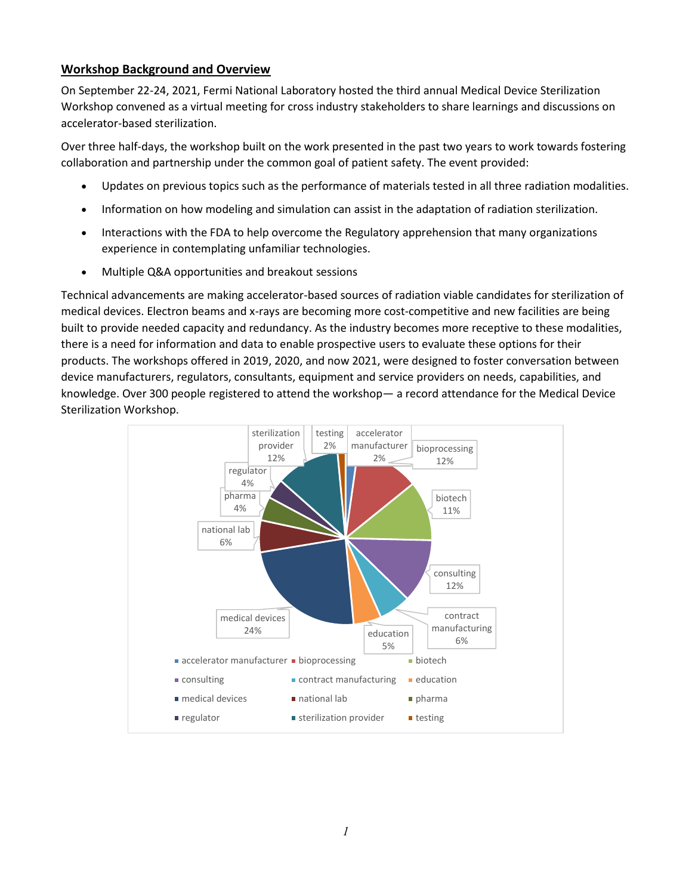## Workshop Background and Overview

On September 22-24, 2021, Fermi National Laboratory hosted the third annual Medical Device Sterilization Workshop convened as a virtual meeting for cross industry stakeholders to share learnings and discussions on accelerator-based sterilization.

Over three half-days, the workshop built on the work presented in the past two years to work towards fostering collaboration and partnership under the common goal of patient safety. The event provided:

- Updates on previous topics such as the performance of materials tested in all three radiation modalities.
- Information on how modeling and simulation can assist in the adaptation of radiation sterilization.
- Interactions with the FDA to help overcome the Regulatory apprehension that many organizations experience in contemplating unfamiliar technologies.
- Multiple Q&A opportunities and breakout sessions

Technical advancements are making accelerator-based sources of radiation viable candidates for sterilization of medical devices. Electron beams and x-rays are becoming more cost-competitive and new facilities are being built to provide needed capacity and redundancy. As the industry becomes more receptive to these modalities, there is a need for information and data to enable prospective users to evaluate these options for their products. The workshops offered in 2019, 2020, and now 2021, were designed to foster conversation between device manufacturers, regulators, consultants, equipment and service providers on needs, capabilities, and knowledge. Over 300 people registered to attend the workshop— a record attendance for the Medical Device Sterilization Workshop.

| Category | Share |
|---|---|
| accelerator manufacturer | 2% |
| bioprocessing | 12% |
| biotech | 11% |
| consulting | 12% |
| contract manufacturing | 6% |
| education | 5% |
| medical devices | 24% |
| national lab | 6% |
| pharma | 4% |
| regulator | 4% |
| sterilization provider | 12% |
| testing | 2% |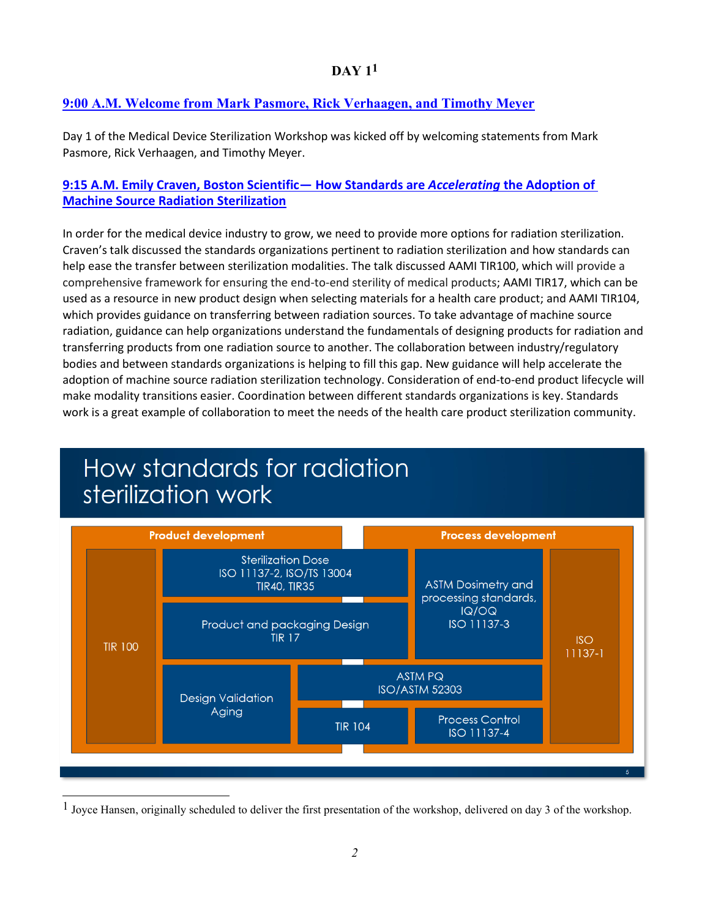# DAY 1[1]

## 9:00 A.M. Welcome from Mark Pasmore, Rick Verhaagen, and Timothy Meyer

Day 1 of the Medical Device Sterilization Workshop was kicked off by welcoming statements from Mark Pasmore, Rick Verhaagen, and Timothy Meyer.

## 9:15 A.M. Emily Craven, Boston Scientific— How Standards are *Accelerating* the Adoption of Machine Source Radiation Sterilization

In order for the medical device industry to grow, we need to provide more options for radiation sterilization. Craven's talk discussed the standards organizations pertinent to radiation sterilization and how standards can help ease the transfer between sterilization modalities. The talk discussed AAMI TIR100, which will provide a comprehensive framework for ensuring the end-to-end sterility of medical products; AAMI TIR17, which can be used as a resource in new product design when selecting materials for a health care product; and AAMI TIR104, which provides guidance on transferring between radiation sources. To take advantage of machine source radiation, guidance can help organizations understand the fundamentals of designing products for radiation and transferring products from one radiation source to another. The collaboration between industry/regulatory bodies and between standards organizations is helping to fill this gap. New guidance will help accelerate the adoption of machine source radiation sterilization technology. Consideration of end-to-end product lifecycle will make modality transitions easier. Coordination between different standards organizations is key. Standards work is a great example of collaboration to meet the needs of the health care product sterilization community.

**How standards for radiation sterilization work**

| Product development | | | Process development | |
|---|---|---|---|---|
| TIR 100 | Sterilization Dose ISO 11137-2, ISO/TS 13004 TIR40, TIR35 | | ASTM Dosimetry and processing standards, IQ/OQ ISO 11137-3 | ISO 11137-1 |
| | Product and packaging Design TIR 17 | | | |
| | Design Validation Aging | ASTM PQ ISO/ASTM 52303 | | |
| | | TIR 104 | Process Control ISO 11137-4 | |

[1] Joyce Hansen, originally scheduled to deliver the first presentation of the workshop, delivered on day 3 of the workshop.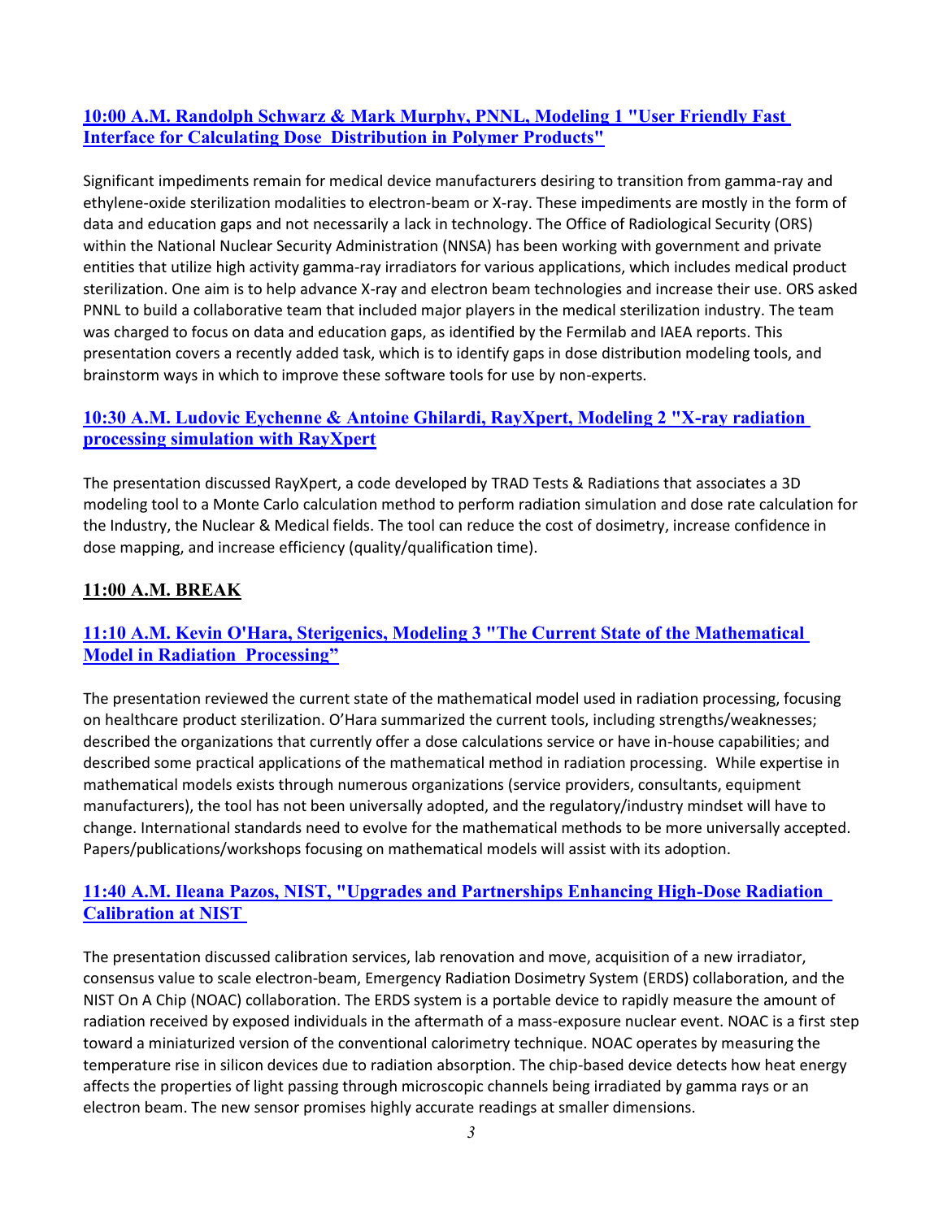### 10:00 A.M. Randolph Schwarz & Mark Murphy, PNNL, Modeling 1 "User Friendly Fast Interface for Calculating Dose Distribution in Polymer Products"

Significant impediments remain for medical device manufacturers desiring to transition from gamma-ray and ethylene-oxide sterilization modalities to electron-beam or X-ray. These impediments are mostly in the form of data and education gaps and not necessarily a lack in technology. The Office of Radiological Security (ORS) within the National Nuclear Security Administration (NNSA) has been working with government and private entities that utilize high activity gamma-ray irradiators for various applications, which includes medical product sterilization. One aim is to help advance X-ray and electron beam technologies and increase their use. ORS asked PNNL to build a collaborative team that included major players in the medical sterilization industry. The team was charged to focus on data and education gaps, as identified by the Fermilab and IAEA reports. This presentation covers a recently added task, which is to identify gaps in dose distribution modeling tools, and brainstorm ways in which to improve these software tools for use by non-experts.

### 10:30 A.M. Ludovic Eychenne & Antoine Ghilardi, RayXpert, Modeling 2 "X-ray radiation processing simulation with RayXpert

The presentation discussed RayXpert, a code developed by TRAD Tests & Radiations that associates a 3D modeling tool to a Monte Carlo calculation method to perform radiation simulation and dose rate calculation for the Industry, the Nuclear & Medical fields. The tool can reduce the cost of dosimetry, increase confidence in dose mapping, and increase efficiency (quality/qualification time).

### 11:00 A.M. BREAK

### 11:10 A.M. Kevin O'Hara, Sterigenics, Modeling 3 "The Current State of the Mathematical Model in Radiation Processing"

The presentation reviewed the current state of the mathematical model used in radiation processing, focusing on healthcare product sterilization. O'Hara summarized the current tools, including strengths/weaknesses; described the organizations that currently offer a dose calculations service or have in-house capabilities; and described some practical applications of the mathematical method in radiation processing. While expertise in mathematical models exists through numerous organizations (service providers, consultants, equipment manufacturers), the tool has not been universally adopted, and the regulatory/industry mindset will have to change. International standards need to evolve for the mathematical methods to be more universally accepted. Papers/publications/workshops focusing on mathematical models will assist with its adoption.

### 11:40 A.M. Ileana Pazos, NIST, "Upgrades and Partnerships Enhancing High-Dose Radiation Calibration at NIST

The presentation discussed calibration services, lab renovation and move, acquisition of a new irradiator, consensus value to scale electron-beam, Emergency Radiation Dosimetry System (ERDS) collaboration, and the NIST On A Chip (NOAC) collaboration. The ERDS system is a portable device to rapidly measure the amount of radiation received by exposed individuals in the aftermath of a mass-exposure nuclear event. NOAC is a first step toward a miniaturized version of the conventional calorimetry technique. NOAC operates by measuring the temperature rise in silicon devices due to radiation absorption. The chip-based device detects how heat energy affects the properties of light passing through microscopic channels being irradiated by gamma rays or an electron beam. The new sensor promises highly accurate readings at smaller dimensions.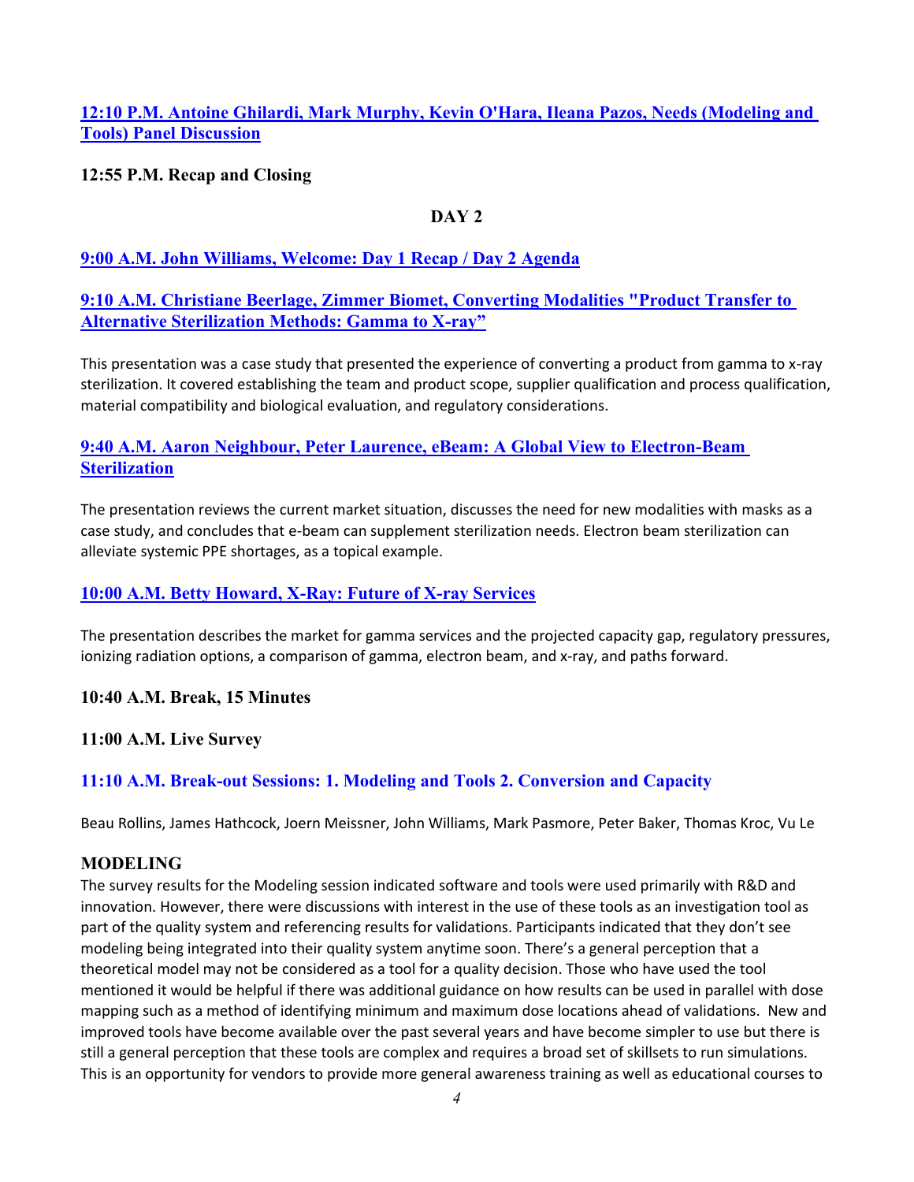**12:10 P.M. Antoine Ghilardi, Mark Murphy, Kevin O'Hara, Ileana Pazos, Needs (Modeling and Tools) Panel Discussion**

**12:55 P.M. Recap and Closing**

## DAY 2

**9:00 A.M. John Williams, Welcome: Day 1 Recap / Day 2 Agenda**

**9:10 A.M. Christiane Beerlage, Zimmer Biomet, Converting Modalities "Product Transfer to Alternative Sterilization Methods: Gamma to X-ray"**

This presentation was a case study that presented the experience of converting a product from gamma to x-ray sterilization. It covered establishing the team and product scope, supplier qualification and process qualification, material compatibility and biological evaluation, and regulatory considerations.

**9:40 A.M. Aaron Neighbour, Peter Laurence, eBeam: A Global View to Electron-Beam Sterilization**

The presentation reviews the current market situation, discusses the need for new modalities with masks as a case study, and concludes that e-beam can supplement sterilization needs. Electron beam sterilization can alleviate systemic PPE shortages, as a topical example.

**10:00 A.M. Betty Howard, X-Ray: Future of X-ray Services**

The presentation describes the market for gamma services and the projected capacity gap, regulatory pressures, ionizing radiation options, a comparison of gamma, electron beam, and x-ray, and paths forward.

**10:40 A.M. Break, 15 Minutes**

**11:00 A.M. Live Survey**

**11:10 A.M. Break-out Sessions: 1. Modeling and Tools 2. Conversion and Capacity**

Beau Rollins, James Hathcock, Joern Meissner, John Williams, Mark Pasmore, Peter Baker, Thomas Kroc, Vu Le

### MODELING

The survey results for the Modeling session indicated software and tools were used primarily with R&D and innovation. However, there were discussions with interest in the use of these tools as an investigation tool as part of the quality system and referencing results for validations. Participants indicated that they don't see modeling being integrated into their quality system anytime soon. There's a general perception that a theoretical model may not be considered as a tool for a quality decision. Those who have used the tool mentioned it would be helpful if there was additional guidance on how results can be used in parallel with dose mapping such as a method of identifying minimum and maximum dose locations ahead of validations. New and improved tools have become available over the past several years and have become simpler to use but there is still a general perception that these tools are complex and requires a broad set of skillsets to run simulations. This is an opportunity for vendors to provide more general awareness training as well as educational courses to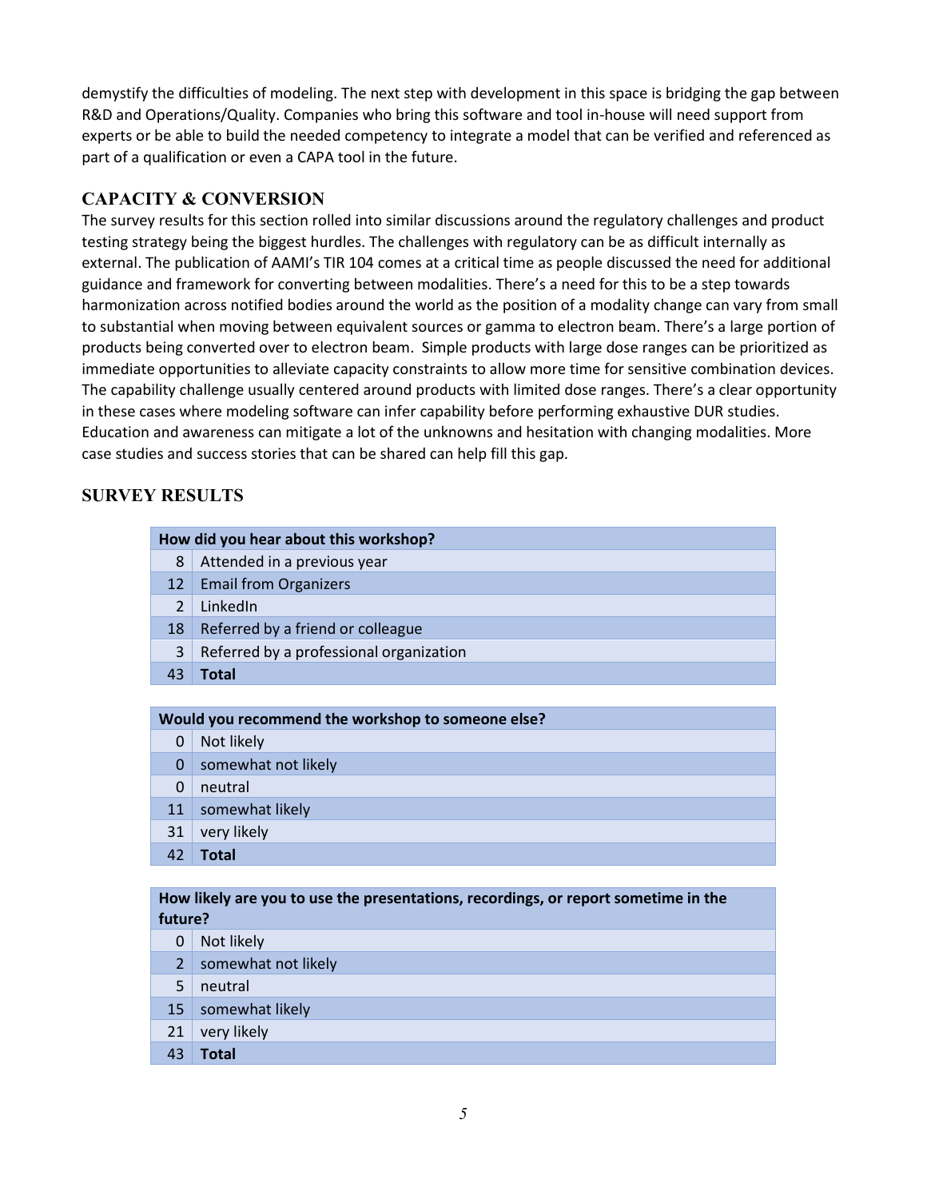demystify the difficulties of modeling. The next step with development in this space is bridging the gap between R&D and Operations/Quality. Companies who bring this software and tool in-house will need support from experts or be able to build the needed competency to integrate a model that can be verified and referenced as part of a qualification or even a CAPA tool in the future.

## CAPACITY & CONVERSION

The survey results for this section rolled into similar discussions around the regulatory challenges and product testing strategy being the biggest hurdles. The challenges with regulatory can be as difficult internally as external. The publication of AAMI's TIR 104 comes at a critical time as people discussed the need for additional guidance and framework for converting between modalities. There's a need for this to be a step towards harmonization across notified bodies around the world as the position of a modality change can vary from small to substantial when moving between equivalent sources or gamma to electron beam. There's a large portion of products being converted over to electron beam. Simple products with large dose ranges can be prioritized as immediate opportunities to alleviate capacity constraints to allow more time for sensitive combination devices. The capability challenge usually centered around products with limited dose ranges. There's a clear opportunity in these cases where modeling software can infer capability before performing exhaustive DUR studies. Education and awareness can mitigate a lot of the unknowns and hesitation with changing modalities. More case studies and success stories that can be shared can help fill this gap.

## SURVEY RESULTS

| How did you hear about this workshop? | |
|---|---|
| 8 | Attended in a previous year |
| 12 | Email from Organizers |
| 2 | LinkedIn |
| 18 | Referred by a friend or colleague |
| 3 | Referred by a professional organization |
| 43 | **Total** |

| Would you recommend the workshop to someone else? | |
|---|---|
| 0 | Not likely |
| 0 | somewhat not likely |
| 0 | neutral |
| 11 | somewhat likely |
| 31 | very likely |
| 42 | **Total** |

| How likely are you to use the presentations, recordings, or report sometime in the future? | |
|---|---|
| 0 | Not likely |
| 2 | somewhat not likely |
| 5 | neutral |
| 15 | somewhat likely |
| 21 | very likely |
| 43 | **Total** |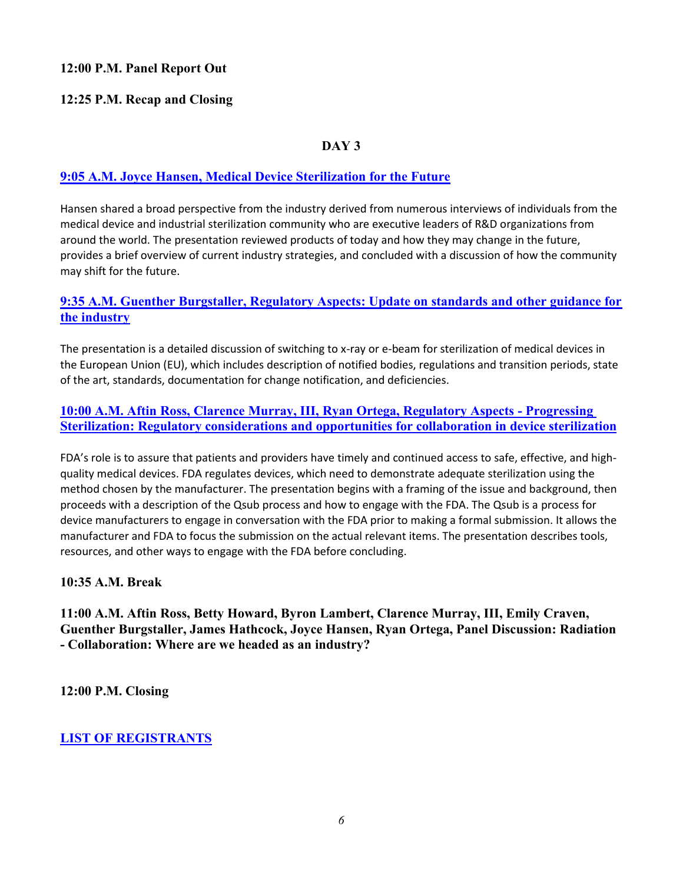**12:00 P.M. Panel Report Out**

**12:25 P.M. Recap and Closing**

## DAY 3

### 9:05 A.M. Joyce Hansen, Medical Device Sterilization for the Future

Hansen shared a broad perspective from the industry derived from numerous interviews of individuals from the medical device and industrial sterilization community who are executive leaders of R&D organizations from around the world. The presentation reviewed products of today and how they may change in the future, provides a brief overview of current industry strategies, and concluded with a discussion of how the community may shift for the future.

### 9:35 A.M. Guenther Burgstaller, Regulatory Aspects: Update on standards and other guidance for the industry

The presentation is a detailed discussion of switching to x-ray or e-beam for sterilization of medical devices in the European Union (EU), which includes description of notified bodies, regulations and transition periods, state of the art, standards, documentation for change notification, and deficiencies.

### 10:00 A.M. Aftin Ross, Clarence Murray, III, Ryan Ortega, Regulatory Aspects - Progressing Sterilization: Regulatory considerations and opportunities for collaboration in device sterilization

FDA's role is to assure that patients and providers have timely and continued access to safe, effective, and high-quality medical devices. FDA regulates devices, which need to demonstrate adequate sterilization using the method chosen by the manufacturer. The presentation begins with a framing of the issue and background, then proceeds with a description of the Qsub process and how to engage with the FDA. The Qsub is a process for device manufacturers to engage in conversation with the FDA prior to making a formal submission. It allows the manufacturer and FDA to focus the submission on the actual relevant items. The presentation describes tools, resources, and other ways to engage with the FDA before concluding.

**10:35 A.M. Break**

**11:00 A.M. Aftin Ross, Betty Howard, Byron Lambert, Clarence Murray, III, Emily Craven, Guenther Burgstaller, James Hathcock, Joyce Hansen, Ryan Ortega, Panel Discussion: Radiation - Collaboration: Where are we headed as an industry?**

**12:00 P.M. Closing**

**LIST OF REGISTRANTS**